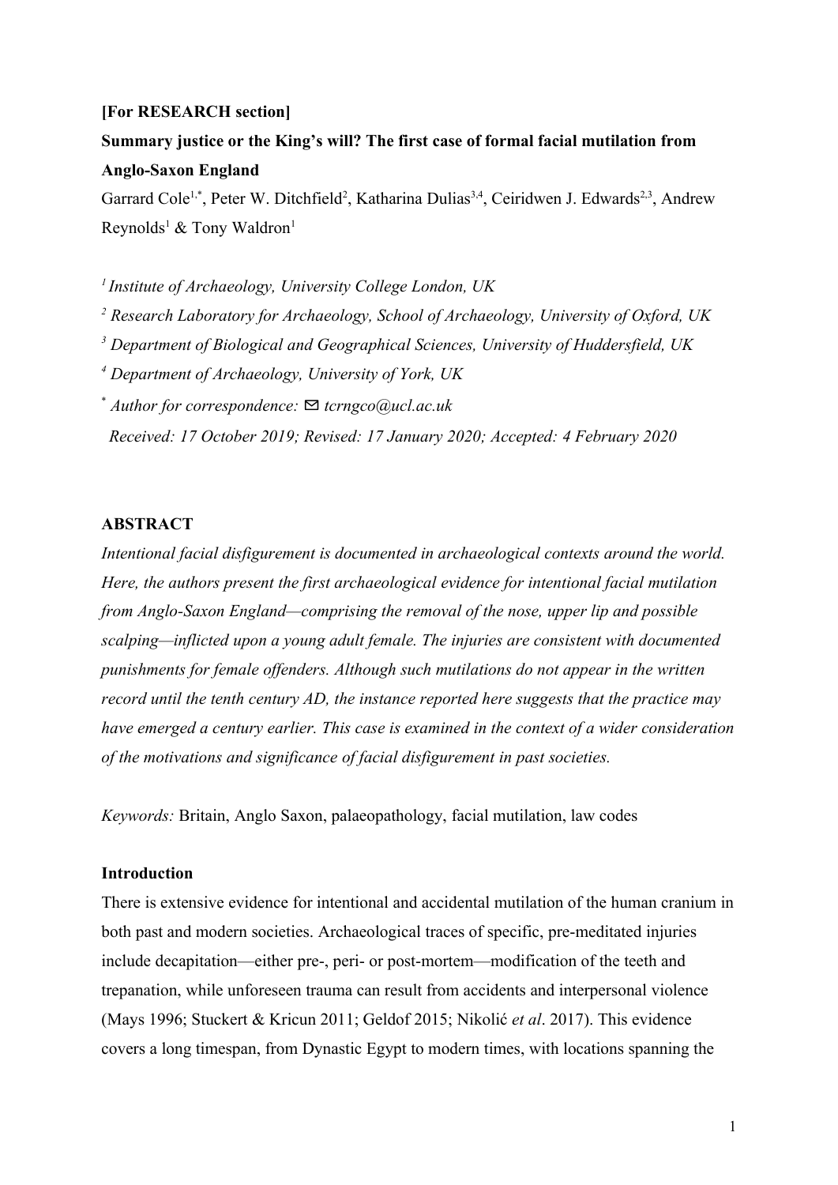**[For RESEARCH section]**

# Summary justice or the King's will? The first case of formal facial mutilation from Anglo-Saxon England

Garrard Cole[1,*], Peter W. Ditchfield[2], Katharina Dulias[3,4], Ceiridwen J. Edwards[2,3], Andrew Reynolds[1] & Tony Waldron[1]

[1] *Institute of Archaeology, University College London, UK*

[2] *Research Laboratory for Archaeology, School of Archaeology, University of Oxford, UK*

[3] *Department of Biological and Geographical Sciences, University of Huddersfield, UK*

[4] *Department of Archaeology, University of York, UK*

[*] *Author for correspondence:* ✉ *tcrngco@ucl.ac.uk*

*Received: 17 October 2019; Revised: 17 January 2020; Accepted: 4 February 2020*

## ABSTRACT

*Intentional facial disfigurement is documented in archaeological contexts around the world. Here, the authors present the first archaeological evidence for intentional facial mutilation from Anglo-Saxon England—comprising the removal of the nose, upper lip and possible scalping—inflicted upon a young adult female. The injuries are consistent with documented punishments for female offenders. Although such mutilations do not appear in the written record until the tenth century AD, the instance reported here suggests that the practice may have emerged a century earlier. This case is examined in the context of a wider consideration of the motivations and significance of facial disfigurement in past societies.*

*Keywords:* Britain, Anglo Saxon, palaeopathology, facial mutilation, law codes

## Introduction

There is extensive evidence for intentional and accidental mutilation of the human cranium in both past and modern societies. Archaeological traces of specific, pre-meditated injuries include decapitation—either pre-, peri- or post-mortem—modification of the teeth and trepanation, while unforeseen trauma can result from accidents and interpersonal violence (Mays 1996; Stuckert & Kricun 2011; Geldof 2015; Nikolić *et al*. 2017). This evidence covers a long timespan, from Dynastic Egypt to modern times, with locations spanning the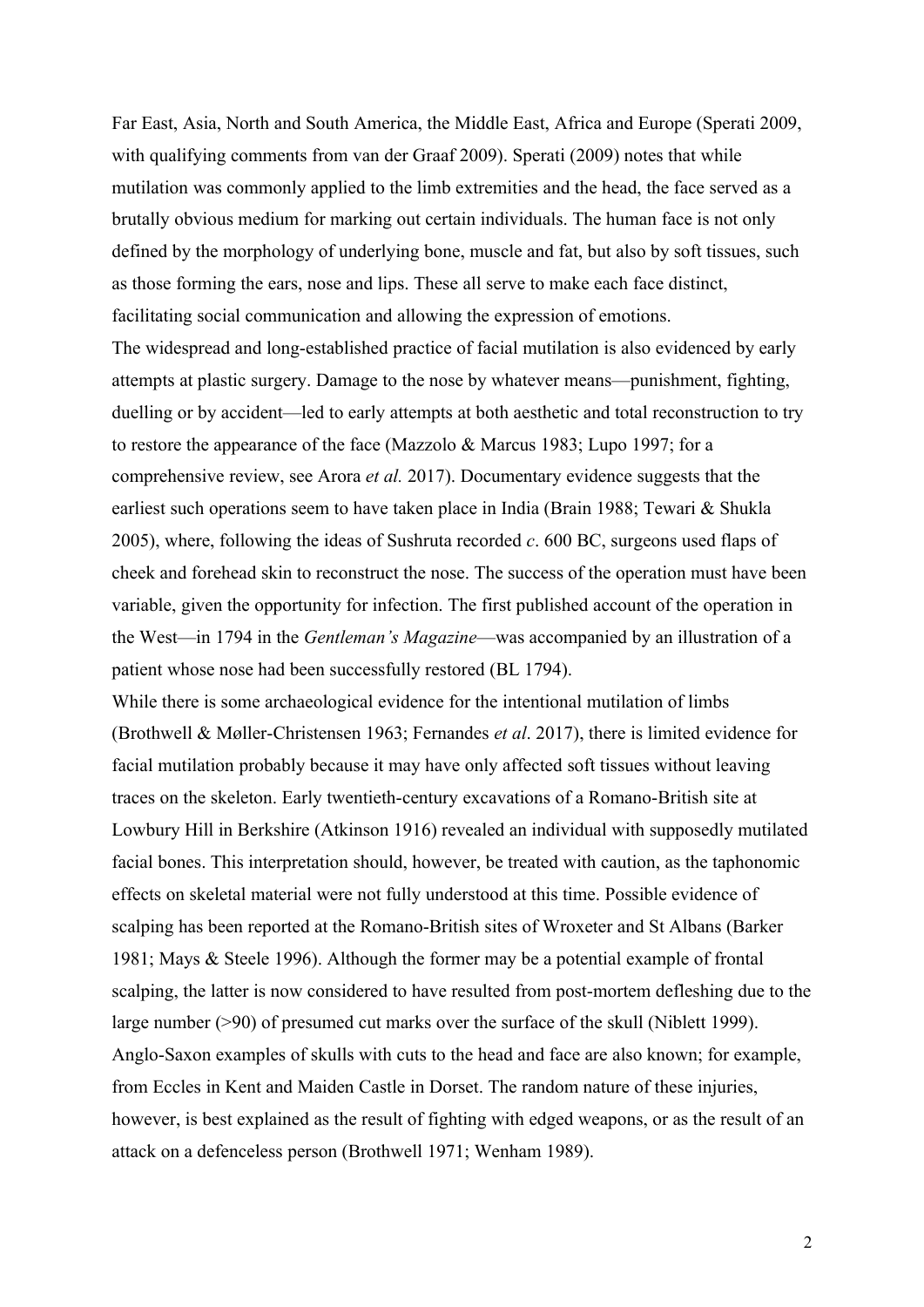Far East, Asia, North and South America, the Middle East, Africa and Europe (Sperati 2009, with qualifying comments from van der Graaf 2009). Sperati (2009) notes that while mutilation was commonly applied to the limb extremities and the head, the face served as a brutally obvious medium for marking out certain individuals. The human face is not only defined by the morphology of underlying bone, muscle and fat, but also by soft tissues, such as those forming the ears, nose and lips. These all serve to make each face distinct, facilitating social communication and allowing the expression of emotions.

The widespread and long-established practice of facial mutilation is also evidenced by early attempts at plastic surgery. Damage to the nose by whatever means—punishment, fighting, duelling or by accident—led to early attempts at both aesthetic and total reconstruction to try to restore the appearance of the face (Mazzolo & Marcus 1983; Lupo 1997; for a comprehensive review, see Arora *et al.* 2017). Documentary evidence suggests that the earliest such operations seem to have taken place in India (Brain 1988; Tewari & Shukla 2005), where, following the ideas of Sushruta recorded *c*. 600 BC, surgeons used flaps of cheek and forehead skin to reconstruct the nose. The success of the operation must have been variable, given the opportunity for infection. The first published account of the operation in the West—in 1794 in the *Gentleman's Magazine*—was accompanied by an illustration of a patient whose nose had been successfully restored (BL 1794).

While there is some archaeological evidence for the intentional mutilation of limbs (Brothwell & Møller-Christensen 1963; Fernandes *et al*. 2017), there is limited evidence for facial mutilation probably because it may have only affected soft tissues without leaving traces on the skeleton. Early twentieth-century excavations of a Romano-British site at Lowbury Hill in Berkshire (Atkinson 1916) revealed an individual with supposedly mutilated facial bones. This interpretation should, however, be treated with caution, as the taphonomic effects on skeletal material were not fully understood at this time. Possible evidence of scalping has been reported at the Romano-British sites of Wroxeter and St Albans (Barker 1981; Mays & Steele 1996). Although the former may be a potential example of frontal scalping, the latter is now considered to have resulted from post-mortem defleshing due to the large number (>90) of presumed cut marks over the surface of the skull (Niblett 1999). Anglo-Saxon examples of skulls with cuts to the head and face are also known; for example, from Eccles in Kent and Maiden Castle in Dorset. The random nature of these injuries, however, is best explained as the result of fighting with edged weapons, or as the result of an attack on a defenceless person (Brothwell 1971; Wenham 1989).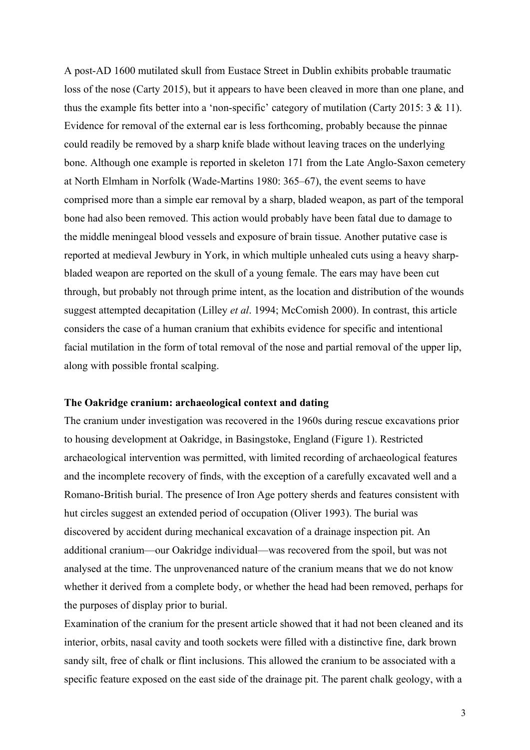A post-AD 1600 mutilated skull from Eustace Street in Dublin exhibits probable traumatic loss of the nose (Carty 2015), but it appears to have been cleaved in more than one plane, and thus the example fits better into a 'non-specific' category of mutilation (Carty 2015: 3 & 11). Evidence for removal of the external ear is less forthcoming, probably because the pinnae could readily be removed by a sharp knife blade without leaving traces on the underlying bone. Although one example is reported in skeleton 171 from the Late Anglo-Saxon cemetery at North Elmham in Norfolk (Wade-Martins 1980: 365–67), the event seems to have comprised more than a simple ear removal by a sharp, bladed weapon, as part of the temporal bone had also been removed. This action would probably have been fatal due to damage to the middle meningeal blood vessels and exposure of brain tissue. Another putative case is reported at medieval Jewbury in York, in which multiple unhealed cuts using a heavy sharp-bladed weapon are reported on the skull of a young female. The ears may have been cut through, but probably not through prime intent, as the location and distribution of the wounds suggest attempted decapitation (Lilley *et al*. 1994; McComish 2000). In contrast, this article considers the case of a human cranium that exhibits evidence for specific and intentional facial mutilation in the form of total removal of the nose and partial removal of the upper lip, along with possible frontal scalping.

**The Oakridge cranium: archaeological context and dating**

The cranium under investigation was recovered in the 1960s during rescue excavations prior to housing development at Oakridge, in Basingstoke, England (Figure 1). Restricted archaeological intervention was permitted, with limited recording of archaeological features and the incomplete recovery of finds, with the exception of a carefully excavated well and a Romano-British burial. The presence of Iron Age pottery sherds and features consistent with hut circles suggest an extended period of occupation (Oliver 1993). The burial was discovered by accident during mechanical excavation of a drainage inspection pit. An additional cranium—our Oakridge individual—was recovered from the spoil, but was not analysed at the time. The unprovenanced nature of the cranium means that we do not know whether it derived from a complete body, or whether the head had been removed, perhaps for the purposes of display prior to burial.

Examination of the cranium for the present article showed that it had not been cleaned and its interior, orbits, nasal cavity and tooth sockets were filled with a distinctive fine, dark brown sandy silt, free of chalk or flint inclusions. This allowed the cranium to be associated with a specific feature exposed on the east side of the drainage pit. The parent chalk geology, with a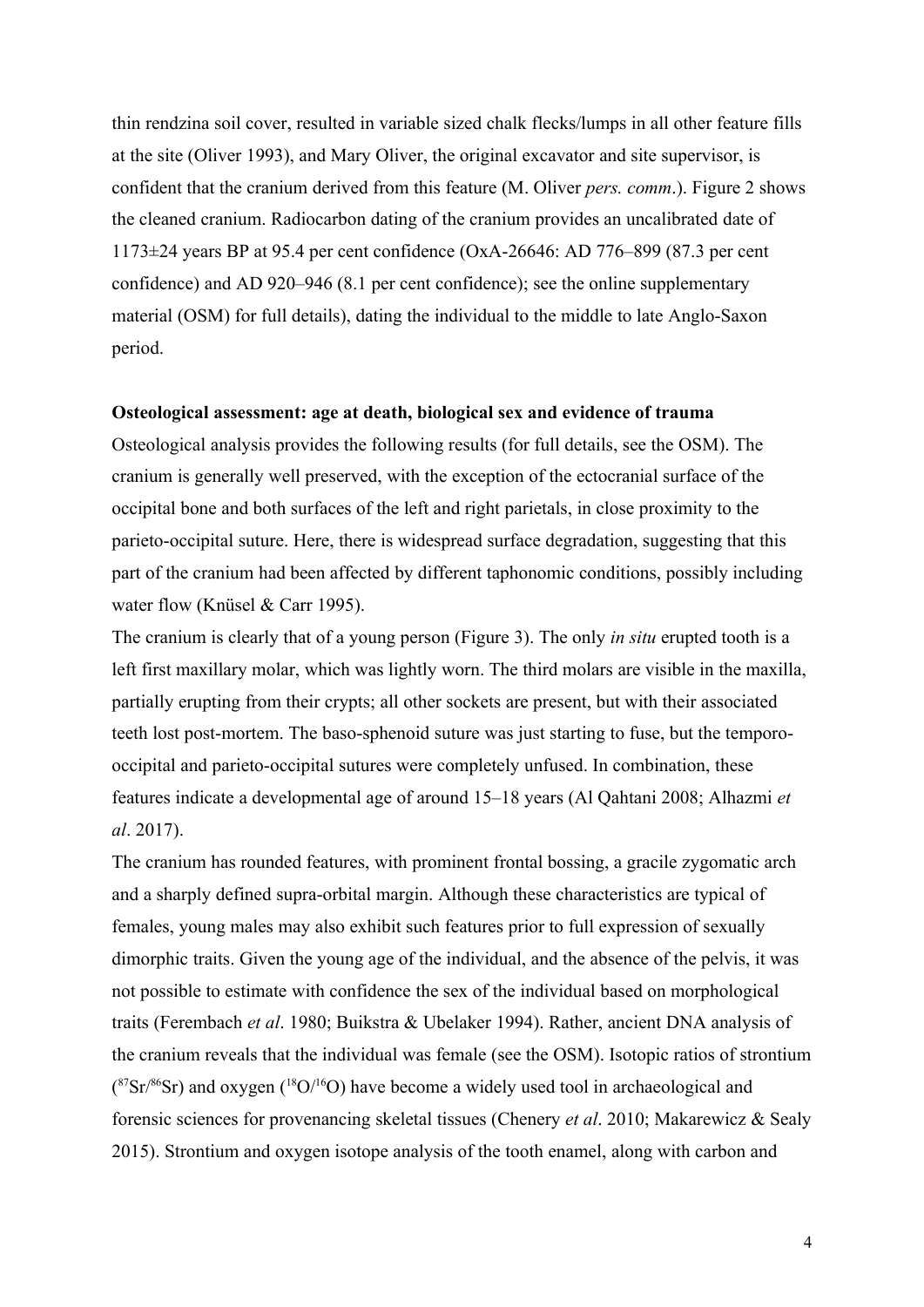thin rendzina soil cover, resulted in variable sized chalk flecks/lumps in all other feature fills at the site (Oliver 1993), and Mary Oliver, the original excavator and site supervisor, is confident that the cranium derived from this feature (M. Oliver *pers. comm*.). Figure 2 shows the cleaned cranium. Radiocarbon dating of the cranium provides an uncalibrated date of 1173±24 years BP at 95.4 per cent confidence (OxA-26646: AD 776–899 (87.3 per cent confidence) and AD 920–946 (8.1 per cent confidence); see the online supplementary material (OSM) for full details), dating the individual to the middle to late Anglo-Saxon period.

**Osteological assessment: age at death, biological sex and evidence of trauma**

Osteological analysis provides the following results (for full details, see the OSM). The cranium is generally well preserved, with the exception of the ectocranial surface of the occipital bone and both surfaces of the left and right parietals, in close proximity to the parieto-occipital suture. Here, there is widespread surface degradation, suggesting that this part of the cranium had been affected by different taphonomic conditions, possibly including water flow (Knüsel & Carr 1995).

The cranium is clearly that of a young person (Figure 3). The only *in situ* erupted tooth is a left first maxillary molar, which was lightly worn. The third molars are visible in the maxilla, partially erupting from their crypts; all other sockets are present, but with their associated teeth lost post-mortem. The baso-sphenoid suture was just starting to fuse, but the temporo-occipital and parieto-occipital sutures were completely unfused. In combination, these features indicate a developmental age of around 15–18 years (Al Qahtani 2008; Alhazmi *et al*. 2017).

The cranium has rounded features, with prominent frontal bossing, a gracile zygomatic arch and a sharply defined supra-orbital margin. Although these characteristics are typical of females, young males may also exhibit such features prior to full expression of sexually dimorphic traits. Given the young age of the individual, and the absence of the pelvis, it was not possible to estimate with confidence the sex of the individual based on morphological traits (Ferembach *et al*. 1980; Buikstra & Ubelaker 1994). Rather, ancient DNA analysis of the cranium reveals that the individual was female (see the OSM). Isotopic ratios of strontium ($^{87}Sr/^{86}Sr$) and oxygen ($^{18}O/^{16}O$) have become a widely used tool in archaeological and forensic sciences for provenancing skeletal tissues (Chenery *et al*. 2010; Makarewicz & Sealy 2015). Strontium and oxygen isotope analysis of the tooth enamel, along with carbon and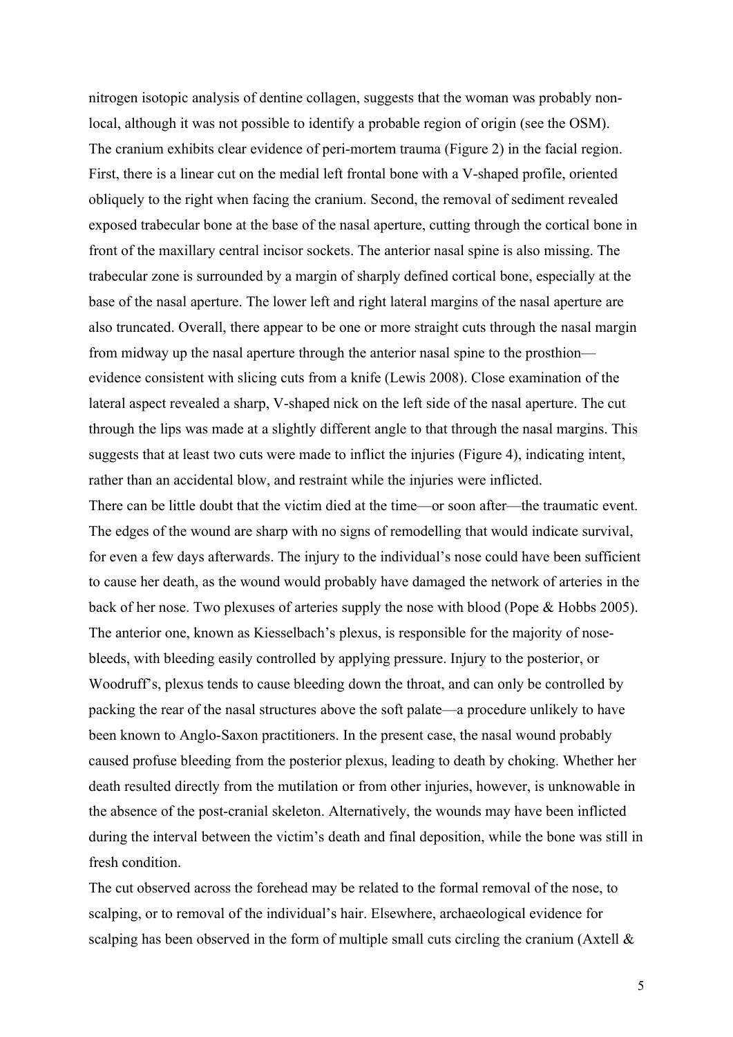nitrogen isotopic analysis of dentine collagen, suggests that the woman was probably non-local, although it was not possible to identify a probable region of origin (see the OSM).

The cranium exhibits clear evidence of peri-mortem trauma (Figure 2) in the facial region. First, there is a linear cut on the medial left frontal bone with a V-shaped profile, oriented obliquely to the right when facing the cranium. Second, the removal of sediment revealed exposed trabecular bone at the base of the nasal aperture, cutting through the cortical bone in front of the maxillary central incisor sockets. The anterior nasal spine is also missing. The trabecular zone is surrounded by a margin of sharply defined cortical bone, especially at the base of the nasal aperture. The lower left and right lateral margins of the nasal aperture are also truncated. Overall, there appear to be one or more straight cuts through the nasal margin from midway up the nasal aperture through the anterior nasal spine to the prosthion—evidence consistent with slicing cuts from a knife (Lewis 2008). Close examination of the lateral aspect revealed a sharp, V-shaped nick on the left side of the nasal aperture. The cut through the lips was made at a slightly different angle to that through the nasal margins. This suggests that at least two cuts were made to inflict the injuries (Figure 4), indicating intent, rather than an accidental blow, and restraint while the injuries were inflicted.

There can be little doubt that the victim died at the time—or soon after—the traumatic event. The edges of the wound are sharp with no signs of remodelling that would indicate survival, for even a few days afterwards. The injury to the individual's nose could have been sufficient to cause her death, as the wound would probably have damaged the network of arteries in the back of her nose. Two plexuses of arteries supply the nose with blood (Pope & Hobbs 2005). The anterior one, known as Kiesselbach's plexus, is responsible for the majority of nose-bleeds, with bleeding easily controlled by applying pressure. Injury to the posterior, or Woodruff's, plexus tends to cause bleeding down the throat, and can only be controlled by packing the rear of the nasal structures above the soft palate—a procedure unlikely to have been known to Anglo-Saxon practitioners. In the present case, the nasal wound probably caused profuse bleeding from the posterior plexus, leading to death by choking. Whether her death resulted directly from the mutilation or from other injuries, however, is unknowable in the absence of the post-cranial skeleton. Alternatively, the wounds may have been inflicted during the interval between the victim's death and final deposition, while the bone was still in fresh condition.

The cut observed across the forehead may be related to the formal removal of the nose, to scalping, or to removal of the individual's hair. Elsewhere, archaeological evidence for scalping has been observed in the form of multiple small cuts circling the cranium (Axtell &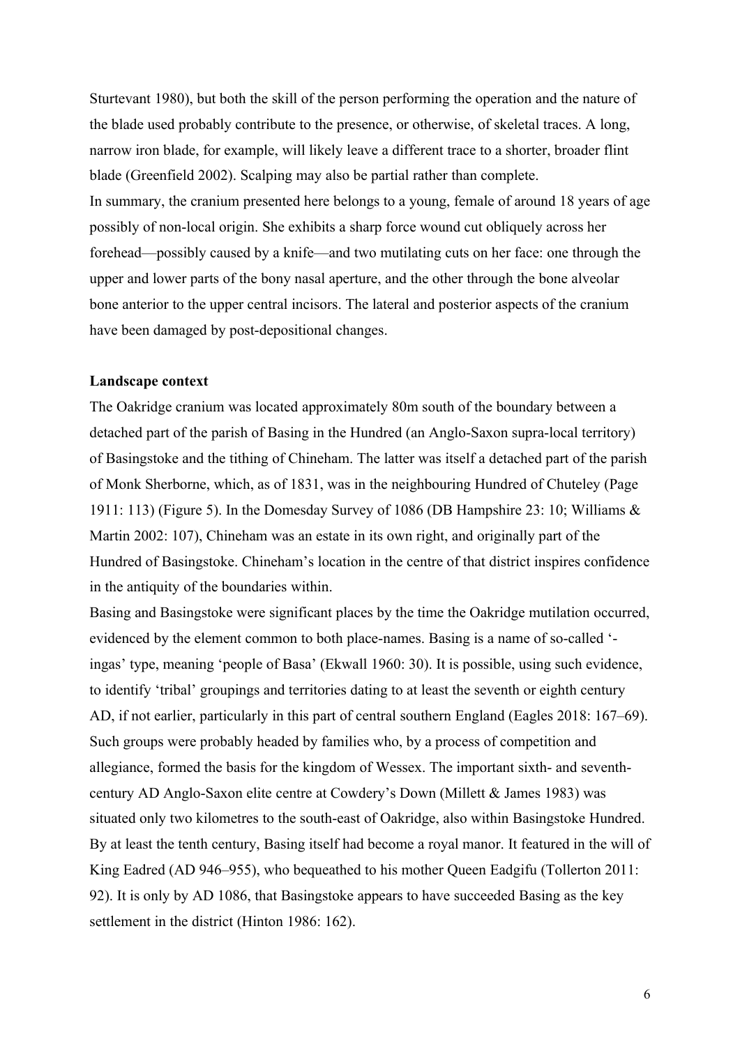Sturtevant 1980), but both the skill of the person performing the operation and the nature of the blade used probably contribute to the presence, or otherwise, of skeletal traces. A long, narrow iron blade, for example, will likely leave a different trace to a shorter, broader flint blade (Greenfield 2002). Scalping may also be partial rather than complete.

In summary, the cranium presented here belongs to a young, female of around 18 years of age possibly of non-local origin. She exhibits a sharp force wound cut obliquely across her forehead—possibly caused by a knife—and two mutilating cuts on her face: one through the upper and lower parts of the bony nasal aperture, and the other through the bone alveolar bone anterior to the upper central incisors. The lateral and posterior aspects of the cranium have been damaged by post-depositional changes.

**Landscape context**

The Oakridge cranium was located approximately 80m south of the boundary between a detached part of the parish of Basing in the Hundred (an Anglo-Saxon supra-local territory) of Basingstoke and the tithing of Chineham. The latter was itself a detached part of the parish of Monk Sherborne, which, as of 1831, was in the neighbouring Hundred of Chuteley (Page 1911: 113) (Figure 5). In the Domesday Survey of 1086 (DB Hampshire 23: 10; Williams & Martin 2002: 107), Chineham was an estate in its own right, and originally part of the Hundred of Basingstoke. Chineham's location in the centre of that district inspires confidence in the antiquity of the boundaries within.

Basing and Basingstoke were significant places by the time the Oakridge mutilation occurred, evidenced by the element common to both place-names. Basing is a name of so-called '-ingas' type, meaning 'people of Basa' (Ekwall 1960: 30). It is possible, using such evidence, to identify 'tribal' groupings and territories dating to at least the seventh or eighth century AD, if not earlier, particularly in this part of central southern England (Eagles 2018: 167–69). Such groups were probably headed by families who, by a process of competition and allegiance, formed the basis for the kingdom of Wessex. The important sixth- and seventh-century AD Anglo-Saxon elite centre at Cowdery's Down (Millett & James 1983) was situated only two kilometres to the south-east of Oakridge, also within Basingstoke Hundred. By at least the tenth century, Basing itself had become a royal manor. It featured in the will of King Eadred (AD 946–955), who bequeathed to his mother Queen Eadgifu (Tollerton 2011: 92). It is only by AD 1086, that Basingstoke appears to have succeeded Basing as the key settlement in the district (Hinton 1986: 162).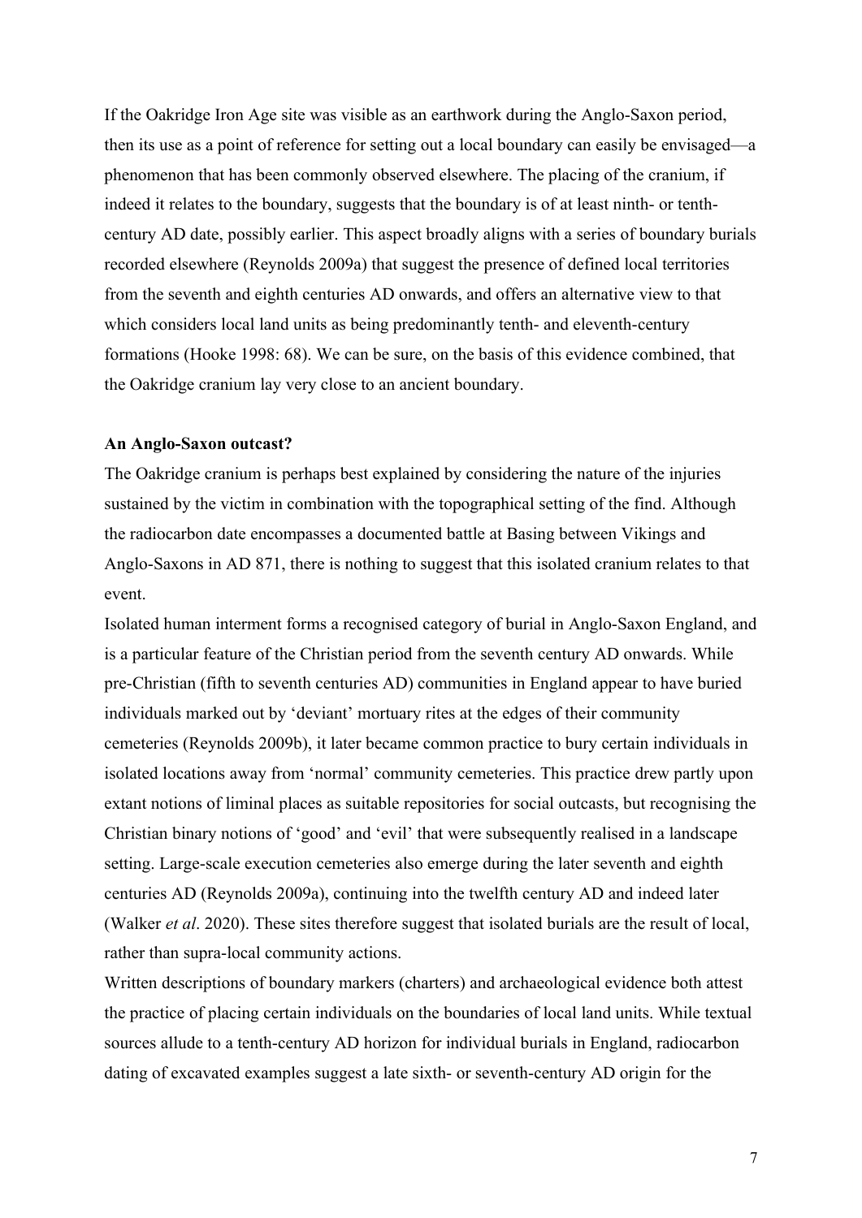If the Oakridge Iron Age site was visible as an earthwork during the Anglo-Saxon period, then its use as a point of reference for setting out a local boundary can easily be envisaged—a phenomenon that has been commonly observed elsewhere. The placing of the cranium, if indeed it relates to the boundary, suggests that the boundary is of at least ninth- or tenth-century AD date, possibly earlier. This aspect broadly aligns with a series of boundary burials recorded elsewhere (Reynolds 2009a) that suggest the presence of defined local territories from the seventh and eighth centuries AD onwards, and offers an alternative view to that which considers local land units as being predominantly tenth- and eleventh-century formations (Hooke 1998: 68). We can be sure, on the basis of this evidence combined, that the Oakridge cranium lay very close to an ancient boundary.

**An Anglo-Saxon outcast?**

The Oakridge cranium is perhaps best explained by considering the nature of the injuries sustained by the victim in combination with the topographical setting of the find. Although the radiocarbon date encompasses a documented battle at Basing between Vikings and Anglo-Saxons in AD 871, there is nothing to suggest that this isolated cranium relates to that event.

Isolated human interment forms a recognised category of burial in Anglo-Saxon England, and is a particular feature of the Christian period from the seventh century AD onwards. While pre-Christian (fifth to seventh centuries AD) communities in England appear to have buried individuals marked out by 'deviant' mortuary rites at the edges of their community cemeteries (Reynolds 2009b), it later became common practice to bury certain individuals in isolated locations away from 'normal' community cemeteries. This practice drew partly upon extant notions of liminal places as suitable repositories for social outcasts, but recognising the Christian binary notions of 'good' and 'evil' that were subsequently realised in a landscape setting. Large-scale execution cemeteries also emerge during the later seventh and eighth centuries AD (Reynolds 2009a), continuing into the twelfth century AD and indeed later (Walker *et al*. 2020). These sites therefore suggest that isolated burials are the result of local, rather than supra-local community actions.

Written descriptions of boundary markers (charters) and archaeological evidence both attest the practice of placing certain individuals on the boundaries of local land units. While textual sources allude to a tenth-century AD horizon for individual burials in England, radiocarbon dating of excavated examples suggest a late sixth- or seventh-century AD origin for the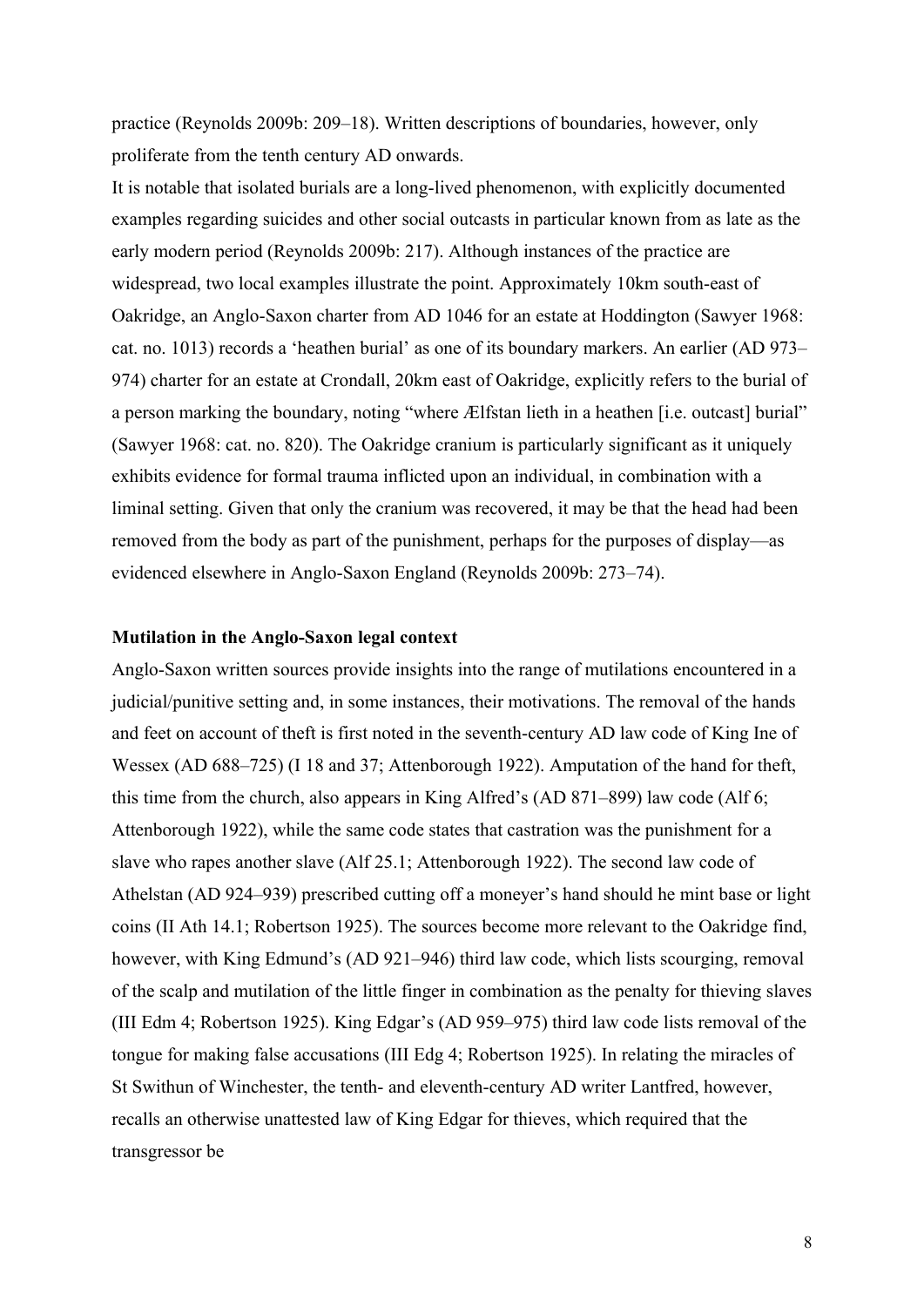practice (Reynolds 2009b: 209–18). Written descriptions of boundaries, however, only proliferate from the tenth century AD onwards.

It is notable that isolated burials are a long-lived phenomenon, with explicitly documented examples regarding suicides and other social outcasts in particular known from as late as the early modern period (Reynolds 2009b: 217). Although instances of the practice are widespread, two local examples illustrate the point. Approximately 10km south-east of Oakridge, an Anglo-Saxon charter from AD 1046 for an estate at Hoddington (Sawyer 1968: cat. no. 1013) records a 'heathen burial' as one of its boundary markers. An earlier (AD 973–974) charter for an estate at Crondall, 20km east of Oakridge, explicitly refers to the burial of a person marking the boundary, noting "where Ælfstan lieth in a heathen [i.e. outcast] burial" (Sawyer 1968: cat. no. 820). The Oakridge cranium is particularly significant as it uniquely exhibits evidence for formal trauma inflicted upon an individual, in combination with a liminal setting. Given that only the cranium was recovered, it may be that the head had been removed from the body as part of the punishment, perhaps for the purposes of display—as evidenced elsewhere in Anglo-Saxon England (Reynolds 2009b: 273–74).

**Mutilation in the Anglo-Saxon legal context**

Anglo-Saxon written sources provide insights into the range of mutilations encountered in a judicial/punitive setting and, in some instances, their motivations. The removal of the hands and feet on account of theft is first noted in the seventh-century AD law code of King Ine of Wessex (AD 688–725) (I 18 and 37; Attenborough 1922). Amputation of the hand for theft, this time from the church, also appears in King Alfred's (AD 871–899) law code (Alf 6; Attenborough 1922), while the same code states that castration was the punishment for a slave who rapes another slave (Alf 25.1; Attenborough 1922). The second law code of Athelstan (AD 924–939) prescribed cutting off a moneyer's hand should he mint base or light coins (II Ath 14.1; Robertson 1925). The sources become more relevant to the Oakridge find, however, with King Edmund's (AD 921–946) third law code, which lists scourging, removal of the scalp and mutilation of the little finger in combination as the penalty for thieving slaves (III Edm 4; Robertson 1925). King Edgar's (AD 959–975) third law code lists removal of the tongue for making false accusations (III Edg 4; Robertson 1925). In relating the miracles of St Swithun of Winchester, the tenth- and eleventh-century AD writer Lantfred, however, recalls an otherwise unattested law of King Edgar for thieves, which required that the transgressor be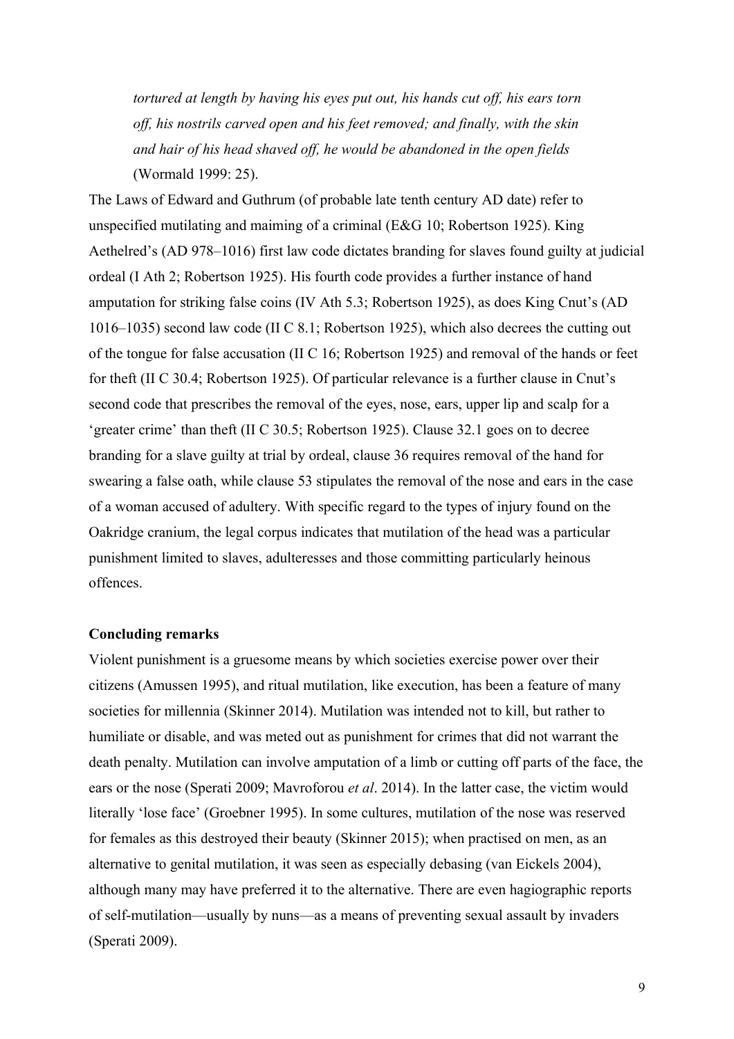*tortured at length by having his eyes put out, his hands cut off, his ears torn off, his nostrils carved open and his feet removed; and finally, with the skin and hair of his head shaved off, he would be abandoned in the open fields* (Wormald 1999: 25).

The Laws of Edward and Guthrum (of probable late tenth century AD date) refer to unspecified mutilating and maiming of a criminal (E&G 10; Robertson 1925). King Aethelred's (AD 978–1016) first law code dictates branding for slaves found guilty at judicial ordeal (I Ath 2; Robertson 1925). His fourth code provides a further instance of hand amputation for striking false coins (IV Ath 5.3; Robertson 1925), as does King Cnut's (AD 1016–1035) second law code (II C 8.1; Robertson 1925), which also decrees the cutting out of the tongue for false accusation (II C 16; Robertson 1925) and removal of the hands or feet for theft (II C 30.4; Robertson 1925). Of particular relevance is a further clause in Cnut's second code that prescribes the removal of the eyes, nose, ears, upper lip and scalp for a 'greater crime' than theft (II C 30.5; Robertson 1925). Clause 32.1 goes on to decree branding for a slave guilty at trial by ordeal, clause 36 requires removal of the hand for swearing a false oath, while clause 53 stipulates the removal of the nose and ears in the case of a woman accused of adultery. With specific regard to the types of injury found on the Oakridge cranium, the legal corpus indicates that mutilation of the head was a particular punishment limited to slaves, adulteresses and those committing particularly heinous offences.

## Concluding remarks

Violent punishment is a gruesome means by which societies exercise power over their citizens (Amussen 1995), and ritual mutilation, like execution, has been a feature of many societies for millennia (Skinner 2014). Mutilation was intended not to kill, but rather to humiliate or disable, and was meted out as punishment for crimes that did not warrant the death penalty. Mutilation can involve amputation of a limb or cutting off parts of the face, the ears or the nose (Sperati 2009; Mavroforou *et al*. 2014). In the latter case, the victim would literally 'lose face' (Groebner 1995). In some cultures, mutilation of the nose was reserved for females as this destroyed their beauty (Skinner 2015); when practised on men, as an alternative to genital mutilation, it was seen as especially debasing (van Eickels 2004), although many may have preferred it to the alternative. There are even hagiographic reports of self-mutilation—usually by nuns—as a means of preventing sexual assault by invaders (Sperati 2009).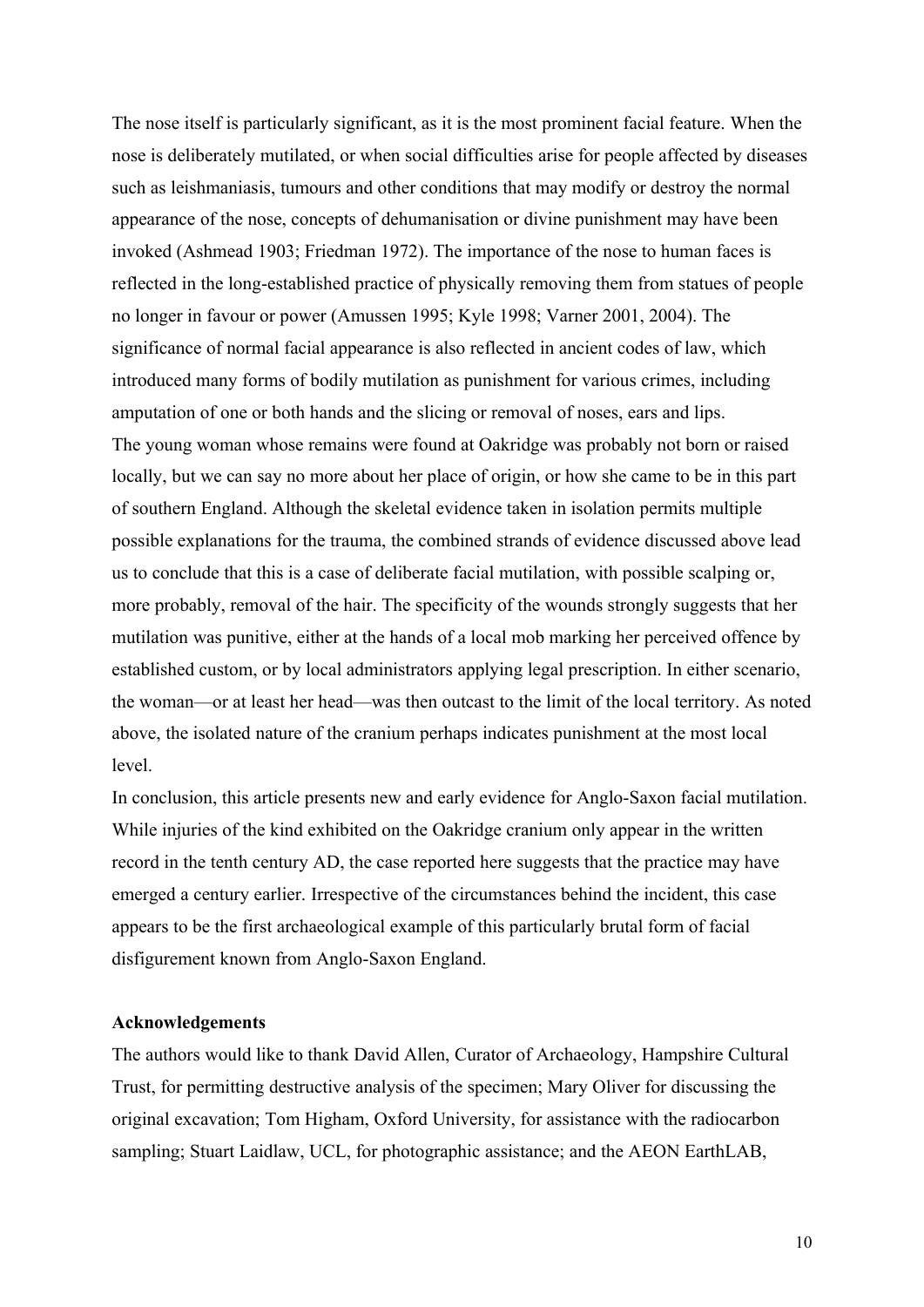The nose itself is particularly significant, as it is the most prominent facial feature. When the nose is deliberately mutilated, or when social difficulties arise for people affected by diseases such as leishmaniasis, tumours and other conditions that may modify or destroy the normal appearance of the nose, concepts of dehumanisation or divine punishment may have been invoked (Ashmead 1903; Friedman 1972). The importance of the nose to human faces is reflected in the long-established practice of physically removing them from statues of people no longer in favour or power (Amussen 1995; Kyle 1998; Varner 2001, 2004). The significance of normal facial appearance is also reflected in ancient codes of law, which introduced many forms of bodily mutilation as punishment for various crimes, including amputation of one or both hands and the slicing or removal of noses, ears and lips.

The young woman whose remains were found at Oakridge was probably not born or raised locally, but we can say no more about her place of origin, or how she came to be in this part of southern England. Although the skeletal evidence taken in isolation permits multiple possible explanations for the trauma, the combined strands of evidence discussed above lead us to conclude that this is a case of deliberate facial mutilation, with possible scalping or, more probably, removal of the hair. The specificity of the wounds strongly suggests that her mutilation was punitive, either at the hands of a local mob marking her perceived offence by established custom, or by local administrators applying legal prescription. In either scenario, the woman—or at least her head—was then outcast to the limit of the local territory. As noted above, the isolated nature of the cranium perhaps indicates punishment at the most local level.

In conclusion, this article presents new and early evidence for Anglo-Saxon facial mutilation. While injuries of the kind exhibited on the Oakridge cranium only appear in the written record in the tenth century AD, the case reported here suggests that the practice may have emerged a century earlier. Irrespective of the circumstances behind the incident, this case appears to be the first archaeological example of this particularly brutal form of facial disfigurement known from Anglo-Saxon England.

**Acknowledgements**

The authors would like to thank David Allen, Curator of Archaeology, Hampshire Cultural Trust, for permitting destructive analysis of the specimen; Mary Oliver for discussing the original excavation; Tom Higham, Oxford University, for assistance with the radiocarbon sampling; Stuart Laidlaw, UCL, for photographic assistance; and the AEON EarthLAB,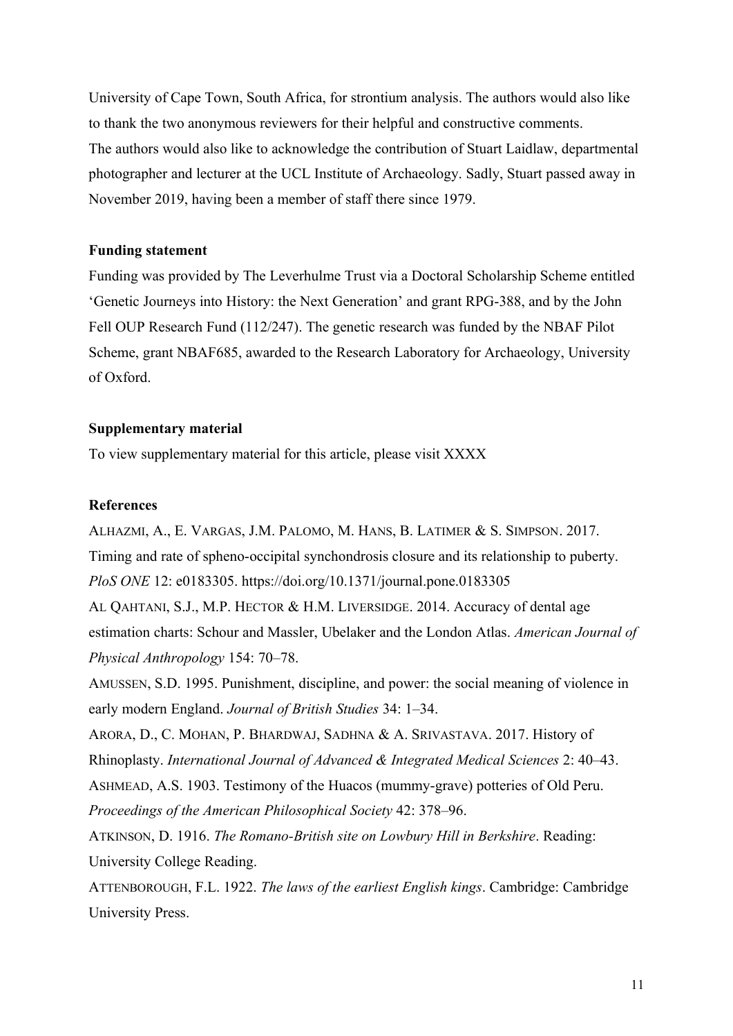University of Cape Town, South Africa, for strontium analysis. The authors would also like to thank the two anonymous reviewers for their helpful and constructive comments.
The authors would also like to acknowledge the contribution of Stuart Laidlaw, departmental photographer and lecturer at the UCL Institute of Archaeology. Sadly, Stuart passed away in November 2019, having been a member of staff there since 1979.

**Funding statement**

Funding was provided by The Leverhulme Trust via a Doctoral Scholarship Scheme entitled 'Genetic Journeys into History: the Next Generation' and grant RPG-388, and by the John Fell OUP Research Fund (112/247). The genetic research was funded by the NBAF Pilot Scheme, grant NBAF685, awarded to the Research Laboratory for Archaeology, University of Oxford.

**Supplementary material**

To view supplementary material for this article, please visit XXXX

**References**

ALHAZMI, A., E. VARGAS, J.M. PALOMO, M. HANS, B. LATIMER & S. SIMPSON. 2017. Timing and rate of spheno-occipital synchondrosis closure and its relationship to puberty. *PloS ONE* 12: e0183305. https://doi.org/10.1371/journal.pone.0183305

AL QAHTANI, S.J., M.P. HECTOR & H.M. LIVERSIDGE. 2014. Accuracy of dental age estimation charts: Schour and Massler, Ubelaker and the London Atlas. *American Journal of Physical Anthropology* 154: 70–78.

AMUSSEN, S.D. 1995. Punishment, discipline, and power: the social meaning of violence in early modern England. *Journal of British Studies* 34: 1–34.

ARORA, D., C. MOHAN, P. BHARDWAJ, SADHNA & A. SRIVASTAVA. 2017. History of Rhinoplasty. *International Journal of Advanced & Integrated Medical Sciences* 2: 40–43.

ASHMEAD, A.S. 1903. Testimony of the Huacos (mummy-grave) potteries of Old Peru. *Proceedings of the American Philosophical Society* 42: 378–96.

ATKINSON, D. 1916. *The Romano-British site on Lowbury Hill in Berkshire*. Reading: University College Reading.

ATTENBOROUGH, F.L. 1922. *The laws of the earliest English kings*. Cambridge: Cambridge University Press.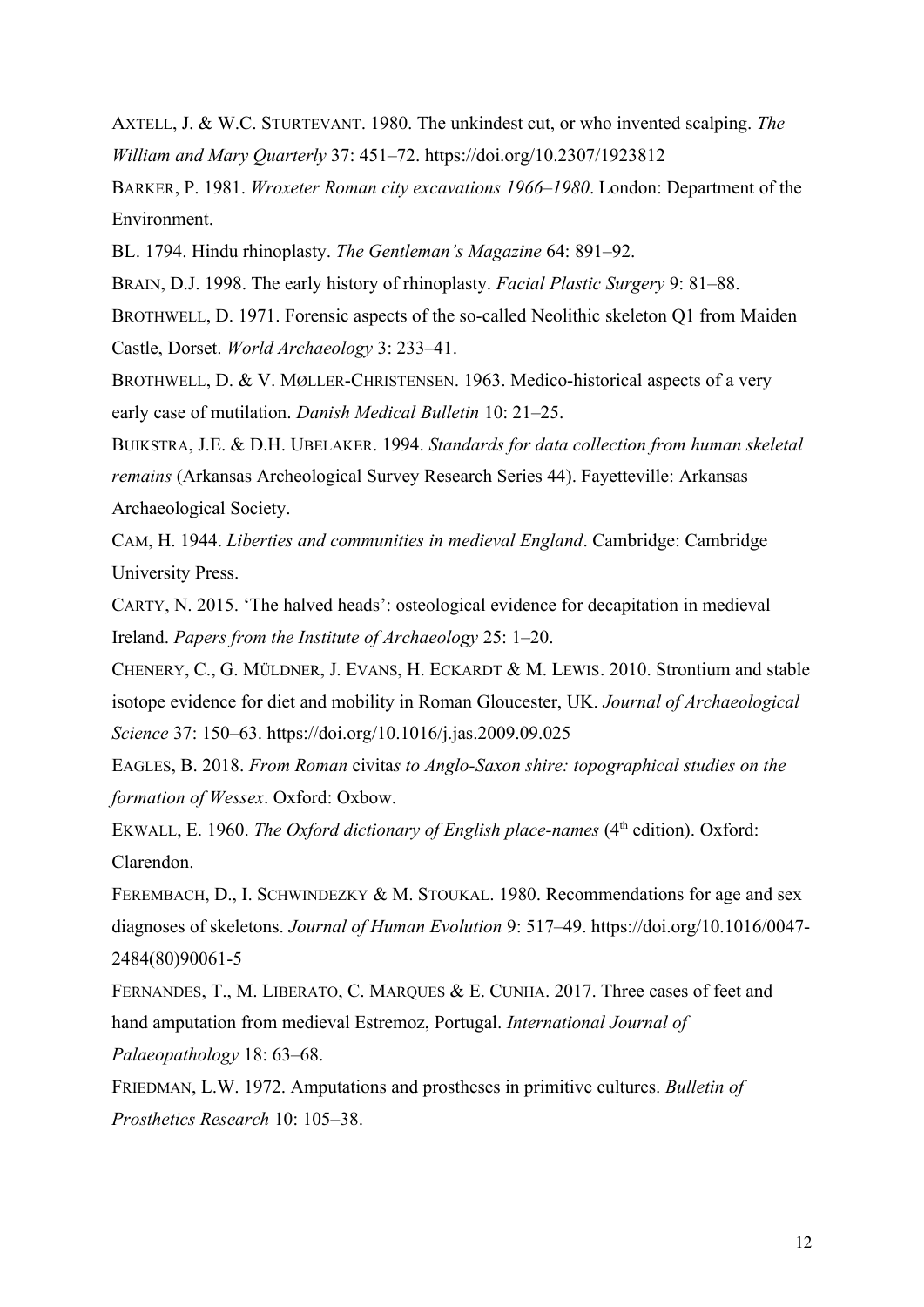AXTELL, J. & W.C. STURTEVANT. 1980. The unkindest cut, or who invented scalping. *The William and Mary Quarterly* 37: 451–72. https://doi.org/10.2307/1923812

BARKER, P. 1981. *Wroxeter Roman city excavations 1966–1980*. London: Department of the Environment.

BL. 1794. Hindu rhinoplasty. *The Gentleman's Magazine* 64: 891–92.

BRAIN, D.J. 1998. The early history of rhinoplasty. *Facial Plastic Surgery* 9: 81–88.

BROTHWELL, D. 1971. Forensic aspects of the so-called Neolithic skeleton Q1 from Maiden Castle, Dorset. *World Archaeology* 3: 233–41.

BROTHWELL, D. & V. MØLLER-CHRISTENSEN. 1963. Medico-historical aspects of a very early case of mutilation. *Danish Medical Bulletin* 10: 21–25.

BUIKSTRA, J.E. & D.H. UBELAKER. 1994. *Standards for data collection from human skeletal remains* (Arkansas Archeological Survey Research Series 44). Fayetteville: Arkansas Archaeological Society.

CAM, H. 1944. *Liberties and communities in medieval England*. Cambridge: Cambridge University Press.

CARTY, N. 2015. 'The halved heads': osteological evidence for decapitation in medieval Ireland. *Papers from the Institute of Archaeology* 25: 1–20.

CHENERY, C., G. MÜLDNER, J. EVANS, H. ECKARDT & M. LEWIS. 2010. Strontium and stable isotope evidence for diet and mobility in Roman Gloucester, UK. *Journal of Archaeological Science* 37: 150–63. https://doi.org/10.1016/j.jas.2009.09.025

EAGLES, B. 2018. *From Roman* civita*s to Anglo-Saxon shire: topographical studies on the formation of Wessex*. Oxford: Oxbow.

EKWALL, E. 1960. *The Oxford dictionary of English place-names* (4th edition). Oxford: Clarendon.

FEREMBACH, D., I. SCHWINDEZKY & M. STOUKAL. 1980. Recommendations for age and sex diagnoses of skeletons. *Journal of Human Evolution* 9: 517–49. https://doi.org/10.1016/0047-2484(80)90061-5

FERNANDES, T., M. LIBERATO, C. MARQUES & E. CUNHA. 2017. Three cases of feet and hand amputation from medieval Estremoz, Portugal. *International Journal of Palaeopathology* 18: 63–68.

FRIEDMAN, L.W. 1972. Amputations and prostheses in primitive cultures. *Bulletin of Prosthetics Research* 10: 105–38.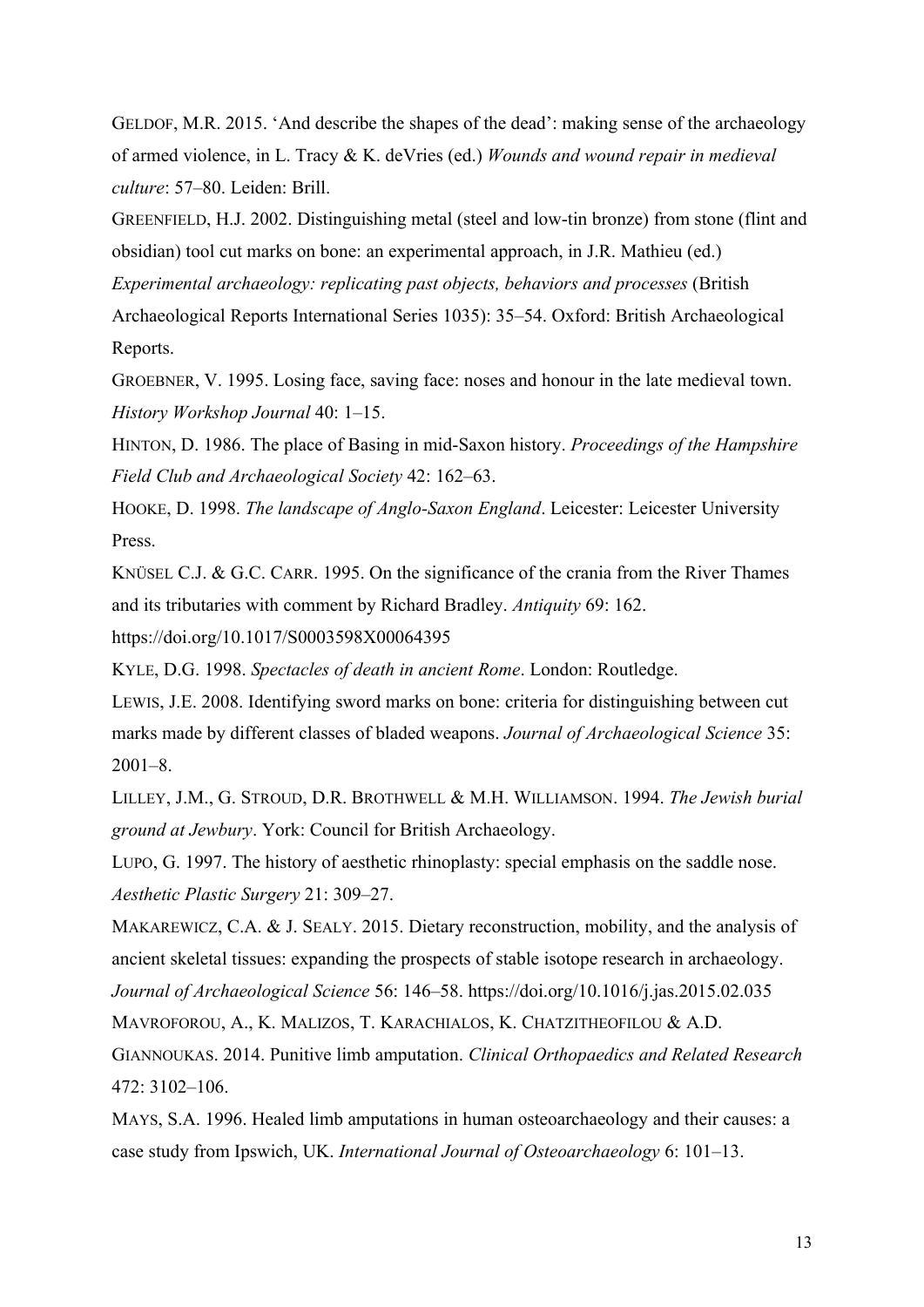GELDOF, M.R. 2015. 'And describe the shapes of the dead': making sense of the archaeology of armed violence, in L. Tracy & K. deVries (ed.) *Wounds and wound repair in medieval culture*: 57–80. Leiden: Brill.

GREENFIELD, H.J. 2002. Distinguishing metal (steel and low-tin bronze) from stone (flint and obsidian) tool cut marks on bone: an experimental approach, in J.R. Mathieu (ed.) *Experimental archaeology: replicating past objects, behaviors and processes* (British Archaeological Reports International Series 1035): 35–54. Oxford: British Archaeological Reports.

GROEBNER, V. 1995. Losing face, saving face: noses and honour in the late medieval town. *History Workshop Journal* 40: 1–15.

HINTON, D. 1986. The place of Basing in mid-Saxon history. *Proceedings of the Hampshire Field Club and Archaeological Society* 42: 162–63.

HOOKE, D. 1998. *The landscape of Anglo-Saxon England*. Leicester: Leicester University Press.

KNÜSEL C.J. & G.C. CARR. 1995. On the significance of the crania from the River Thames and its tributaries with comment by Richard Bradley. *Antiquity* 69: 162. https://doi.org/10.1017/S0003598X00064395

KYLE, D.G. 1998. *Spectacles of death in ancient Rome*. London: Routledge.

LEWIS, J.E. 2008. Identifying sword marks on bone: criteria for distinguishing between cut marks made by different classes of bladed weapons. *Journal of Archaeological Science* 35: 2001–8.

LILLEY, J.M., G. STROUD, D.R. BROTHWELL & M.H. WILLIAMSON. 1994. *The Jewish burial ground at Jewbury*. York: Council for British Archaeology.

LUPO, G. 1997. The history of aesthetic rhinoplasty: special emphasis on the saddle nose. *Aesthetic Plastic Surgery* 21: 309–27.

MAKAREWICZ, C.A. & J. SEALY. 2015. Dietary reconstruction, mobility, and the analysis of ancient skeletal tissues: expanding the prospects of stable isotope research in archaeology. *Journal of Archaeological Science* 56: 146–58. https://doi.org/10.1016/j.jas.2015.02.035

MAVROFOROU, A., K. MALIZOS, T. KARACHIALOS, K. CHATZITHEOFILOU & A.D. GIANNOUKAS. 2014. Punitive limb amputation. *Clinical Orthopaedics and Related Research* 472: 3102–106.

MAYS, S.A. 1996. Healed limb amputations in human osteoarchaeology and their causes: a case study from Ipswich, UK. *International Journal of Osteoarchaeology* 6: 101–13.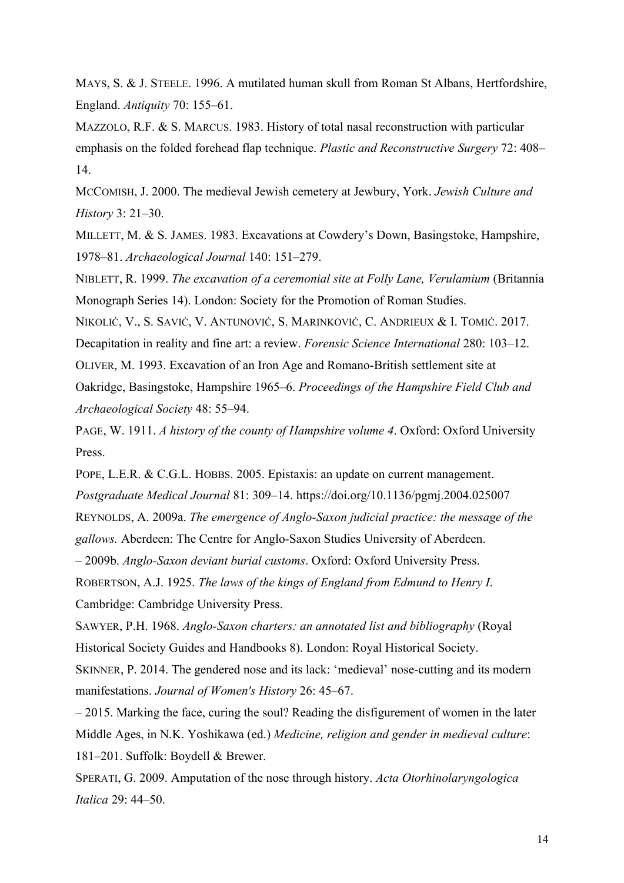MAYS, S. & J. STEELE. 1996. A mutilated human skull from Roman St Albans, Hertfordshire, England. *Antiquity* 70: 155–61.

MAZZOLO, R.F. & S. MARCUS. 1983. History of total nasal reconstruction with particular emphasis on the folded forehead flap technique. *Plastic and Reconstructive Surgery* 72: 408–14.

MCCOMISH, J. 2000. The medieval Jewish cemetery at Jewbury, York. *Jewish Culture and History* 3: 21–30.

MILLETT, M. & S. JAMES. 1983. Excavations at Cowdery's Down, Basingstoke, Hampshire, 1978–81. *Archaeological Journal* 140: 151–279.

NIBLETT, R. 1999. *The excavation of a ceremonial site at Folly Lane, Verulamium* (Britannia Monograph Series 14). London: Society for the Promotion of Roman Studies.

NIKOLIĆ, V., S. SAVIĆ, V. ANTUNOVIĆ, S. MARINKOVIĆ, C. ANDRIEUX & I. TOMIĆ. 2017. Decapitation in reality and fine art: a review. *Forensic Science International* 280: 103–12.

OLIVER, M. 1993. Excavation of an Iron Age and Romano-British settlement site at Oakridge, Basingstoke, Hampshire 1965–6. *Proceedings of the Hampshire Field Club and Archaeological Society* 48: 55–94.

PAGE, W. 1911. *A history of the county of Hampshire volume 4*. Oxford: Oxford University Press.

POPE, L.E.R. & C.G.L. HOBBS. 2005. Epistaxis: an update on current management. *Postgraduate Medical Journal* 81: 309–14. https://doi.org/10.1136/pgmj.2004.025007

REYNOLDS, A. 2009a. *The emergence of Anglo-Saxon judicial practice: the message of the gallows.* Aberdeen: The Centre for Anglo-Saxon Studies University of Aberdeen.

– 2009b. *Anglo-Saxon deviant burial customs*. Oxford: Oxford University Press.

ROBERTSON, A.J. 1925. *The laws of the kings of England from Edmund to Henry I*. Cambridge: Cambridge University Press.

SAWYER, P.H. 1968. *Anglo-Saxon charters: an annotated list and bibliography* (Royal Historical Society Guides and Handbooks 8). London: Royal Historical Society.

SKINNER, P. 2014. The gendered nose and its lack: 'medieval' nose-cutting and its modern manifestations. *Journal of Women's History* 26: 45–67.

– 2015. Marking the face, curing the soul? Reading the disfigurement of women in the later Middle Ages, in N.K. Yoshikawa (ed.) *Medicine, religion and gender in medieval culture*: 181–201. Suffolk: Boydell & Brewer.

SPERATI, G. 2009. Amputation of the nose through history. *Acta Otorhinolaryngologica Italica* 29: 44–50.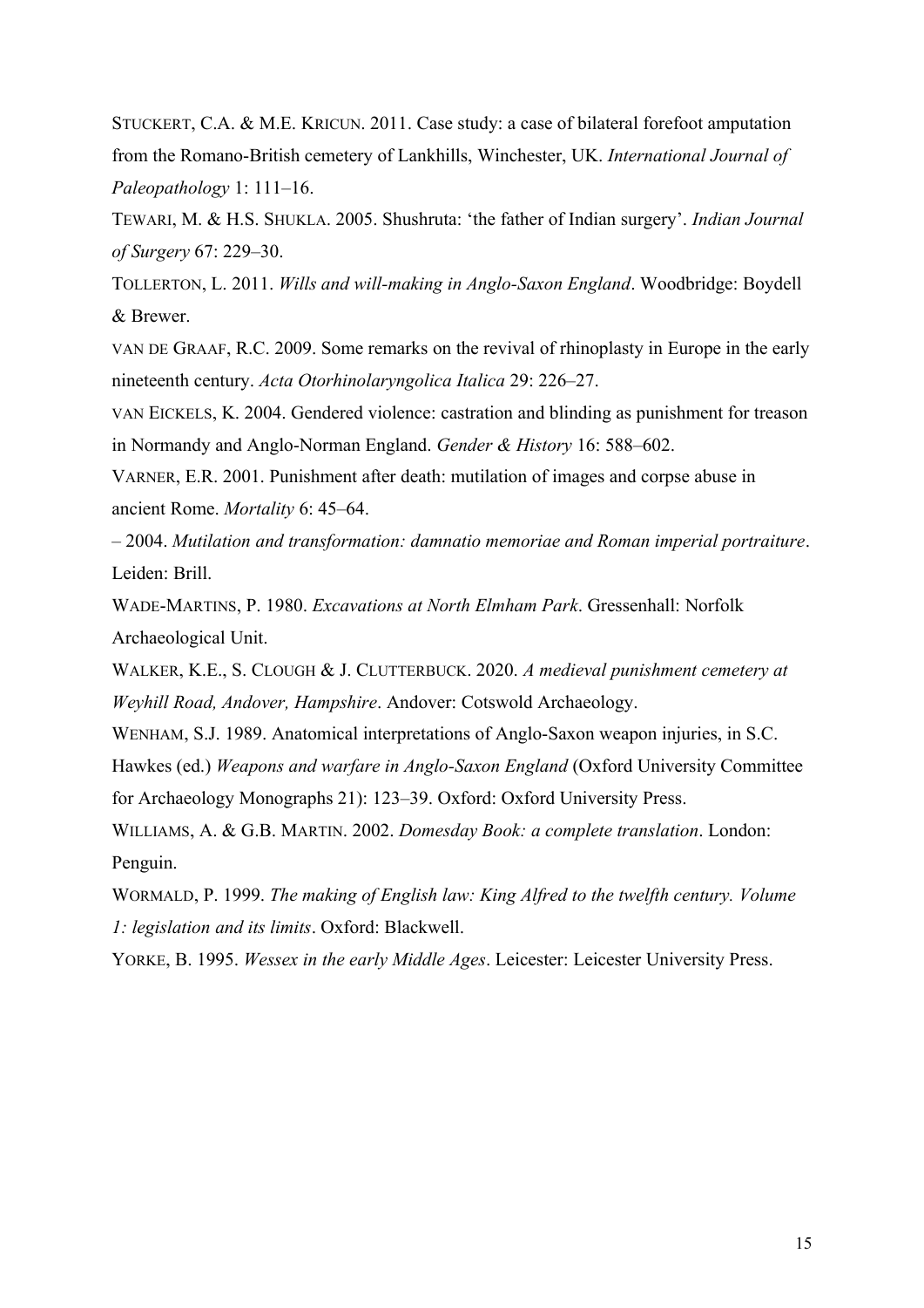STUCKERT, C.A. & M.E. KRICUN. 2011. Case study: a case of bilateral forefoot amputation from the Romano-British cemetery of Lankhills, Winchester, UK. *International Journal of Paleopathology* 1: 111–16.

TEWARI, M. & H.S. SHUKLA. 2005. Shushruta: 'the father of Indian surgery'. *Indian Journal of Surgery* 67: 229–30.

TOLLERTON, L. 2011. *Wills and will-making in Anglo-Saxon England*. Woodbridge: Boydell & Brewer.

VAN DE GRAAF, R.C. 2009. Some remarks on the revival of rhinoplasty in Europe in the early nineteenth century. *Acta Otorhinolaryngolica Italica* 29: 226–27.

VAN EICKELS, K. 2004. Gendered violence: castration and blinding as punishment for treason in Normandy and Anglo-Norman England. *Gender & History* 16: 588–602.

VARNER, E.R. 2001. Punishment after death: mutilation of images and corpse abuse in ancient Rome. *Mortality* 6: 45–64.

– 2004. *Mutilation and transformation: damnatio memoriae and Roman imperial portraiture*. Leiden: Brill.

WADE-MARTINS, P. 1980. *Excavations at North Elmham Park*. Gressenhall: Norfolk Archaeological Unit.

WALKER, K.E., S. CLOUGH & J. CLUTTERBUCK. 2020. *A medieval punishment cemetery at Weyhill Road, Andover, Hampshire*. Andover: Cotswold Archaeology.

WENHAM, S.J. 1989. Anatomical interpretations of Anglo-Saxon weapon injuries, in S.C. Hawkes (ed.) *Weapons and warfare in Anglo-Saxon England* (Oxford University Committee for Archaeology Monographs 21): 123–39. Oxford: Oxford University Press.

WILLIAMS, A. & G.B. MARTIN. 2002. *Domesday Book: a complete translation*. London: Penguin.

WORMALD, P. 1999. *The making of English law: King Alfred to the twelfth century. Volume 1: legislation and its limits*. Oxford: Blackwell.

YORKE, B. 1995. *Wessex in the early Middle Ages*. Leicester: Leicester University Press.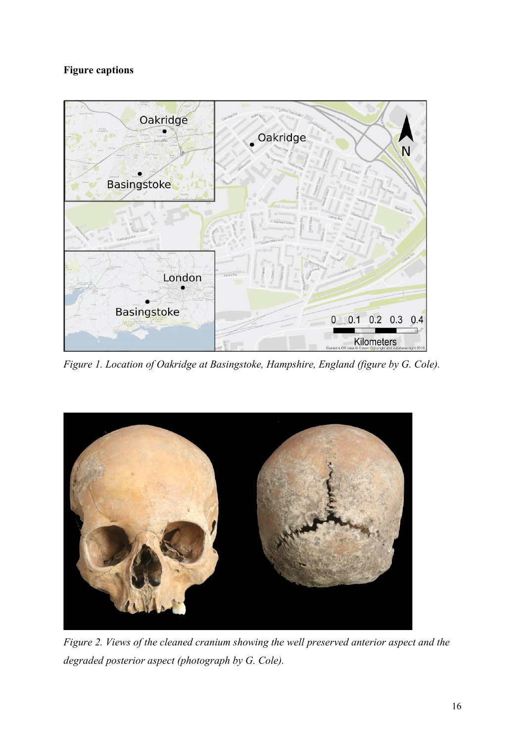**Figure captions**

*Figure 1. Location of Oakridge at Basingstoke, Hampshire, England (figure by G. Cole).*

*Figure 2. Views of the cleaned cranium showing the well preserved anterior aspect and the degraded posterior aspect (photograph by G. Cole).*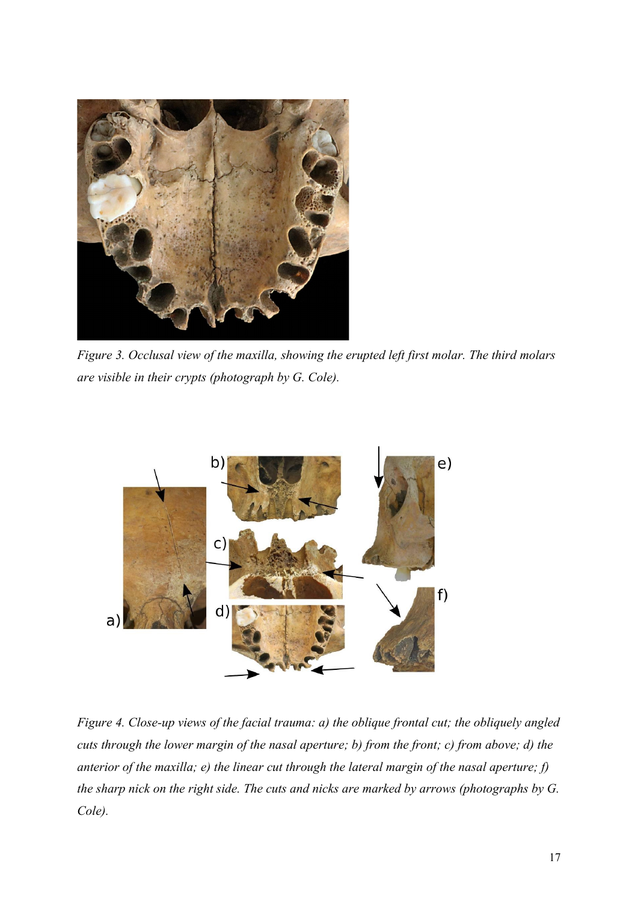*Figure 3. Occlusal view of the maxilla, showing the erupted left first molar. The third molars are visible in their crypts (photograph by G. Cole).*

*Figure 4. Close-up views of the facial trauma: a) the oblique frontal cut; the obliquely angled cuts through the lower margin of the nasal aperture; b) from the front; c) from above; d) the anterior of the maxilla; e) the linear cut through the lateral margin of the nasal aperture; f) the sharp nick on the right side. The cuts and nicks are marked by arrows (photographs by G. Cole).*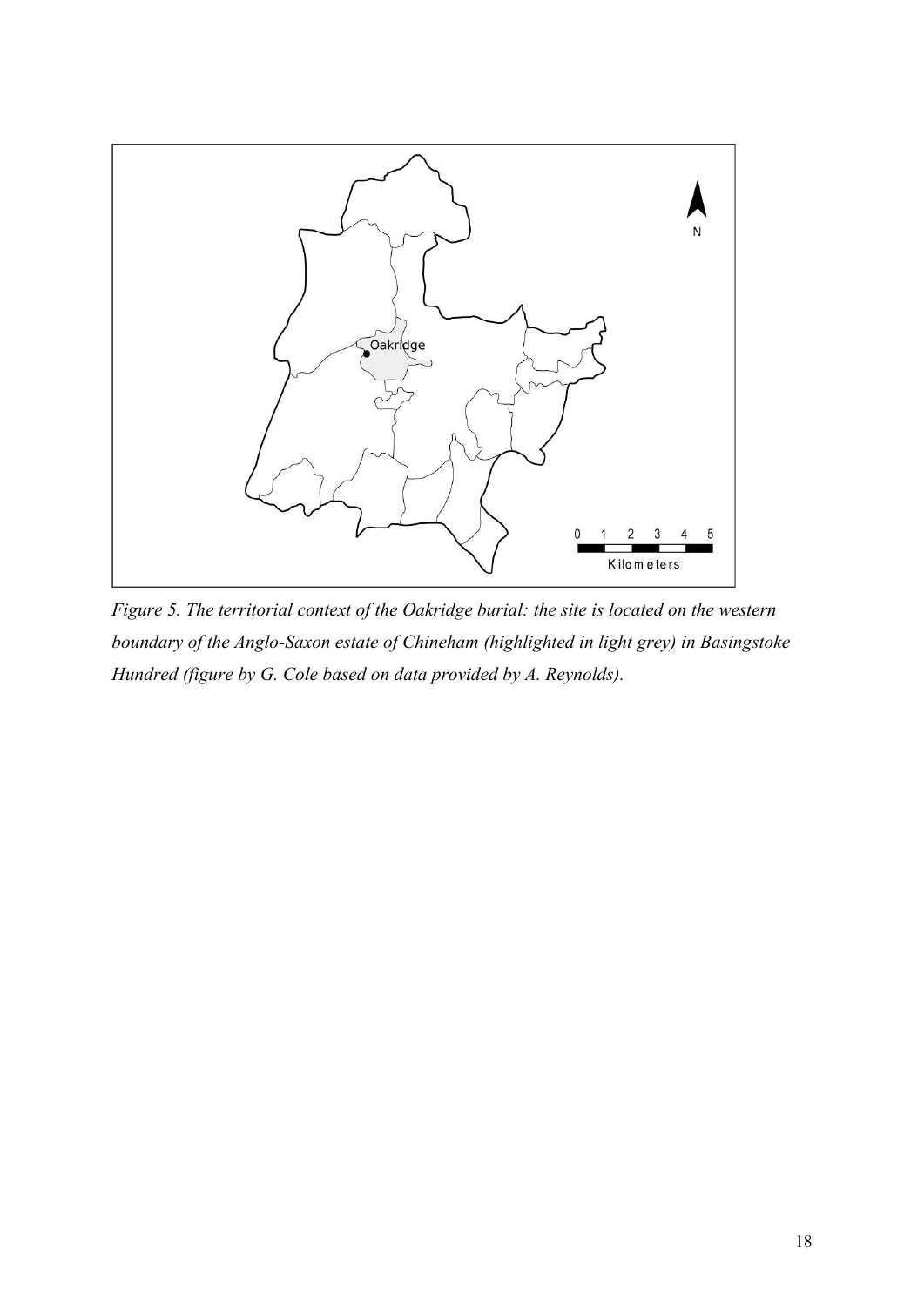Oakridge

N

0 1 2 3 4 5

Kilometers

*Figure 5. The territorial context of the Oakridge burial: the site is located on the western boundary of the Anglo-Saxon estate of Chineham (highlighted in light grey) in Basingstoke Hundred (figure by G. Cole based on data provided by A. Reynolds).*